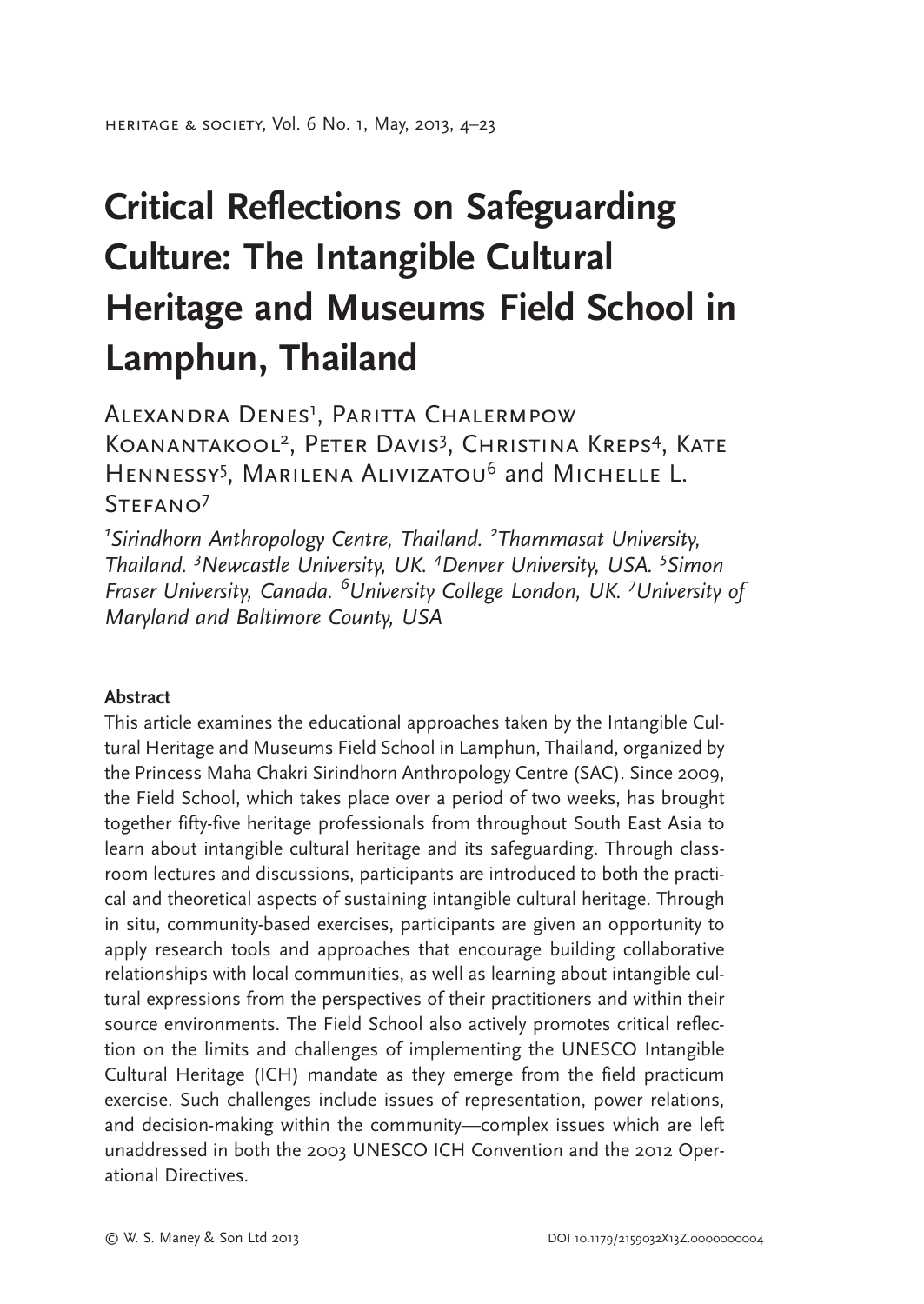# Critical Reflections on Safeguarding Culture: The Intangible Cultural Heritage and Museums Field School in Lamphun, Thailand

Alexandra Denes[1], Paritta Chalermpow Koanantakool[2], Peter Davis[3], Christina Kreps[4], Kate Hennessy[5], Marilena Alivizatou[6] and Michelle L. Stefano[7]

*[1]Sirindhorn Anthropology Centre, Thailand. [2]Thammasat University, Thailand. [3]Newcastle University, UK. [4]Denver University, USA. [5]Simon Fraser University, Canada. [6]University College London, UK. [7]University of Maryland and Baltimore County, USA*

**Abstract**

This article examines the educational approaches taken by the Intangible Cultural Heritage and Museums Field School in Lamphun, Thailand, organized by the Princess Maha Chakri Sirindhorn Anthropology Centre (SAC). Since 2009, the Field School, which takes place over a period of two weeks, has brought together fifty-five heritage professionals from throughout South East Asia to learn about intangible cultural heritage and its safeguarding. Through classroom lectures and discussions, participants are introduced to both the practical and theoretical aspects of sustaining intangible cultural heritage. Through in situ, community-based exercises, participants are given an opportunity to apply research tools and approaches that encourage building collaborative relationships with local communities, as well as learning about intangible cultural expressions from the perspectives of their practitioners and within their source environments. The Field School also actively promotes critical reflection on the limits and challenges of implementing the UNESCO Intangible Cultural Heritage (ICH) mandate as they emerge from the field practicum exercise. Such challenges include issues of representation, power relations, and decision-making within the community—complex issues which are left unaddressed in both the 2003 UNESCO ICH Convention and the 2012 Operational Directives.

© W. S. Maney & Son Ltd 2013

DOI 10.1179/2159032X13Z.0000000004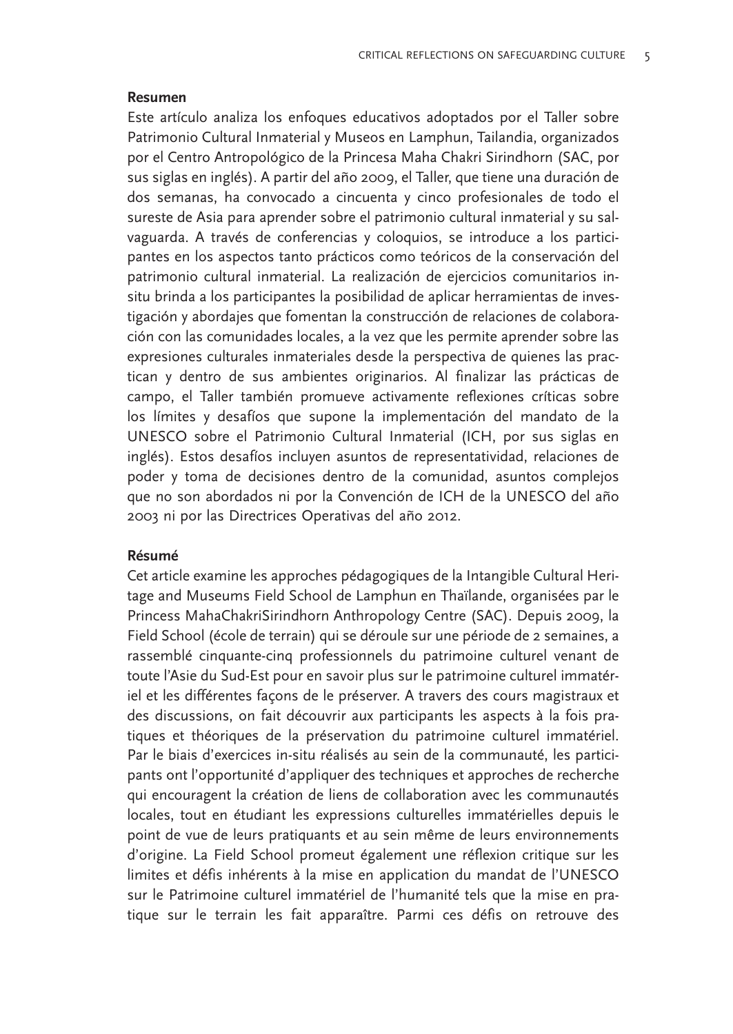**Resumen**

Este artículo analiza los enfoques educativos adoptados por el Taller sobre Patrimonio Cultural Inmaterial y Museos en Lamphun, Tailandia, organizados por el Centro Antropológico de la Princesa Maha Chakri Sirindhorn (SAC, por sus siglas en inglés). A partir del año 2009, el Taller, que tiene una duración de dos semanas, ha convocado a cincuenta y cinco profesionales de todo el sureste de Asia para aprender sobre el patrimonio cultural inmaterial y su salvaguarda. A través de conferencias y coloquios, se introduce a los participantes en los aspectos tanto prácticos como teóricos de la conservación del patrimonio cultural inmaterial. La realización de ejercicios comunitarios in-situ brinda a los participantes la posibilidad de aplicar herramientas de investigación y abordajes que fomentan la construcción de relaciones de colaboración con las comunidades locales, a la vez que les permite aprender sobre las expresiones culturales inmateriales desde la perspectiva de quienes las practican y dentro de sus ambientes originarios. Al finalizar las prácticas de campo, el Taller también promueve activamente reflexiones críticas sobre los límites y desafíos que supone la implementación del mandato de la UNESCO sobre el Patrimonio Cultural Inmaterial (ICH, por sus siglas en inglés). Estos desafíos incluyen asuntos de representatividad, relaciones de poder y toma de decisiones dentro de la comunidad, asuntos complejos que no son abordados ni por la Convención de ICH de la UNESCO del año 2003 ni por las Directrices Operativas del año 2012.

**Résumé**

Cet article examine les approches pédagogiques de la Intangible Cultural Heritage and Museums Field School de Lamphun en Thaïlande, organisées par le Princess MahaChakriSirindhorn Anthropology Centre (SAC). Depuis 2009, la Field School (école de terrain) qui se déroule sur une période de 2 semaines, a rassemblé cinquante-cinq professionnels du patrimoine culturel venant de toute l'Asie du Sud-Est pour en savoir plus sur le patrimoine culturel immatériel et les différentes façons de le préserver. A travers des cours magistraux et des discussions, on fait découvrir aux participants les aspects à la fois pratiques et théoriques de la préservation du patrimoine culturel immatériel. Par le biais d'exercices in-situ réalisés au sein de la communauté, les participants ont l'opportunité d'appliquer des techniques et approches de recherche qui encouragent la création de liens de collaboration avec les communautés locales, tout en étudiant les expressions culturelles immatérielles depuis le point de vue de leurs pratiquants et au sein même de leurs environnements d'origine. La Field School promeut également une réflexion critique sur les limites et défis inhérents à la mise en application du mandat de l'UNESCO sur le Patrimoine culturel immatériel de l'humanité tels que la mise en pratique sur le terrain les fait apparaître. Parmi ces défis on retrouve des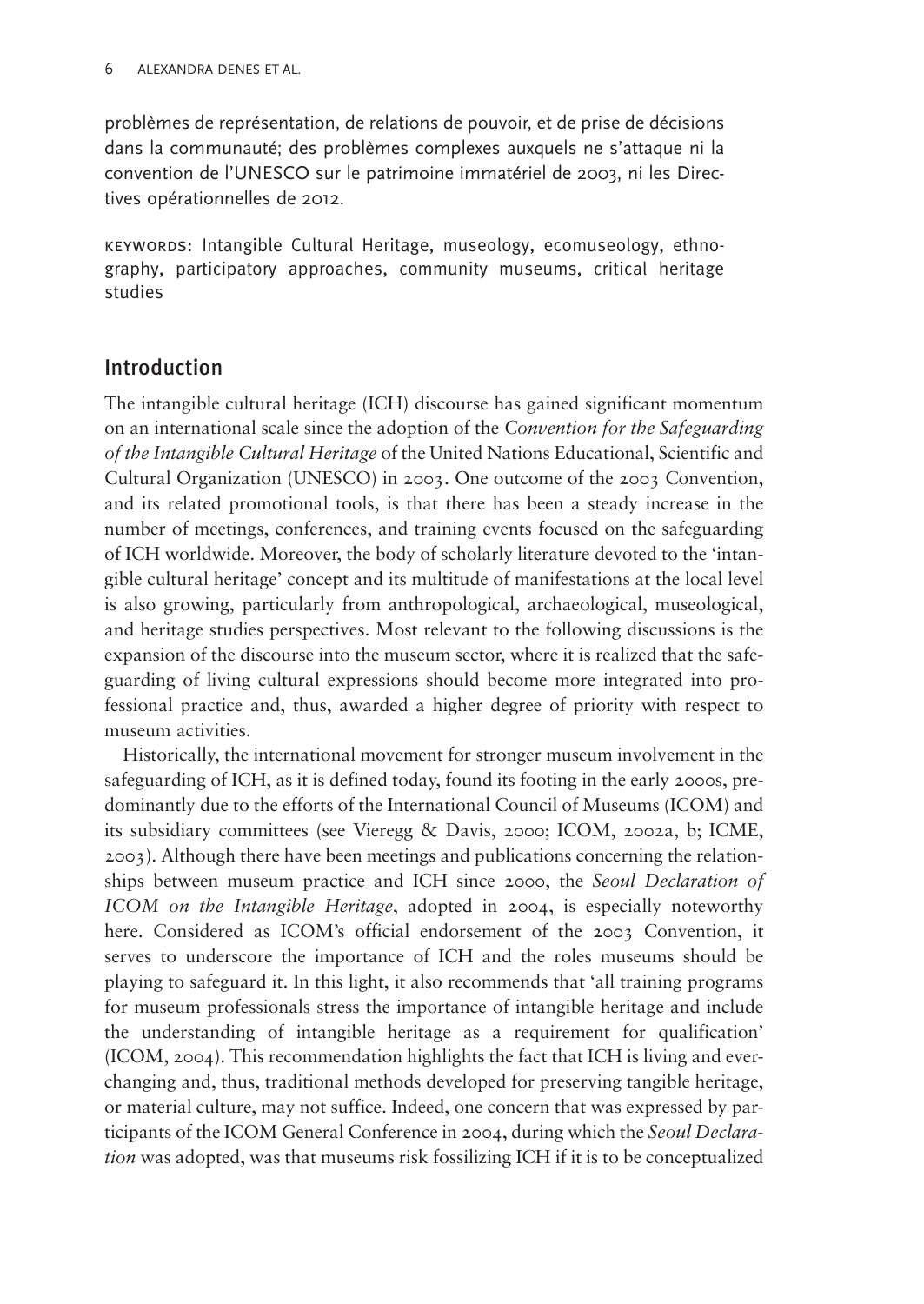problèmes de représentation, de relations de pouvoir, et de prise de décisions dans la communauté; des problèmes complexes auxquels ne s'attaque ni la convention de l'UNESCO sur le patrimoine immatériel de 2003, ni les Directives opérationnelles de 2012.

KEYWORDS: Intangible Cultural Heritage, museology, ecomuseology, ethnography, participatory approaches, community museums, critical heritage studies

## Introduction

The intangible cultural heritage (ICH) discourse has gained significant momentum on an international scale since the adoption of the *Convention for the Safeguarding of the Intangible Cultural Heritage* of the United Nations Educational, Scientific and Cultural Organization (UNESCO) in 2003. One outcome of the 2003 Convention, and its related promotional tools, is that there has been a steady increase in the number of meetings, conferences, and training events focused on the safeguarding of ICH worldwide. Moreover, the body of scholarly literature devoted to the 'intangible cultural heritage' concept and its multitude of manifestations at the local level is also growing, particularly from anthropological, archaeological, museological, and heritage studies perspectives. Most relevant to the following discussions is the expansion of the discourse into the museum sector, where it is realized that the safeguarding of living cultural expressions should become more integrated into professional practice and, thus, awarded a higher degree of priority with respect to museum activities.

Historically, the international movement for stronger museum involvement in the safeguarding of ICH, as it is defined today, found its footing in the early 2000s, predominantly due to the efforts of the International Council of Museums (ICOM) and its subsidiary committees (see Vieregg & Davis, 2000; ICOM, 2002a, b; ICME, 2003). Although there have been meetings and publications concerning the relationships between museum practice and ICH since 2000, the *Seoul Declaration of ICOM on the Intangible Heritage*, adopted in 2004, is especially noteworthy here. Considered as ICOM's official endorsement of the 2003 Convention, it serves to underscore the importance of ICH and the roles museums should be playing to safeguard it. In this light, it also recommends that 'all training programs for museum professionals stress the importance of intangible heritage and include the understanding of intangible heritage as a requirement for qualification' (ICOM, 2004). This recommendation highlights the fact that ICH is living and ever-changing and, thus, traditional methods developed for preserving tangible heritage, or material culture, may not suffice. Indeed, one concern that was expressed by participants of the ICOM General Conference in 2004, during which the *Seoul Declaration* was adopted, was that museums risk fossilizing ICH if it is to be conceptualized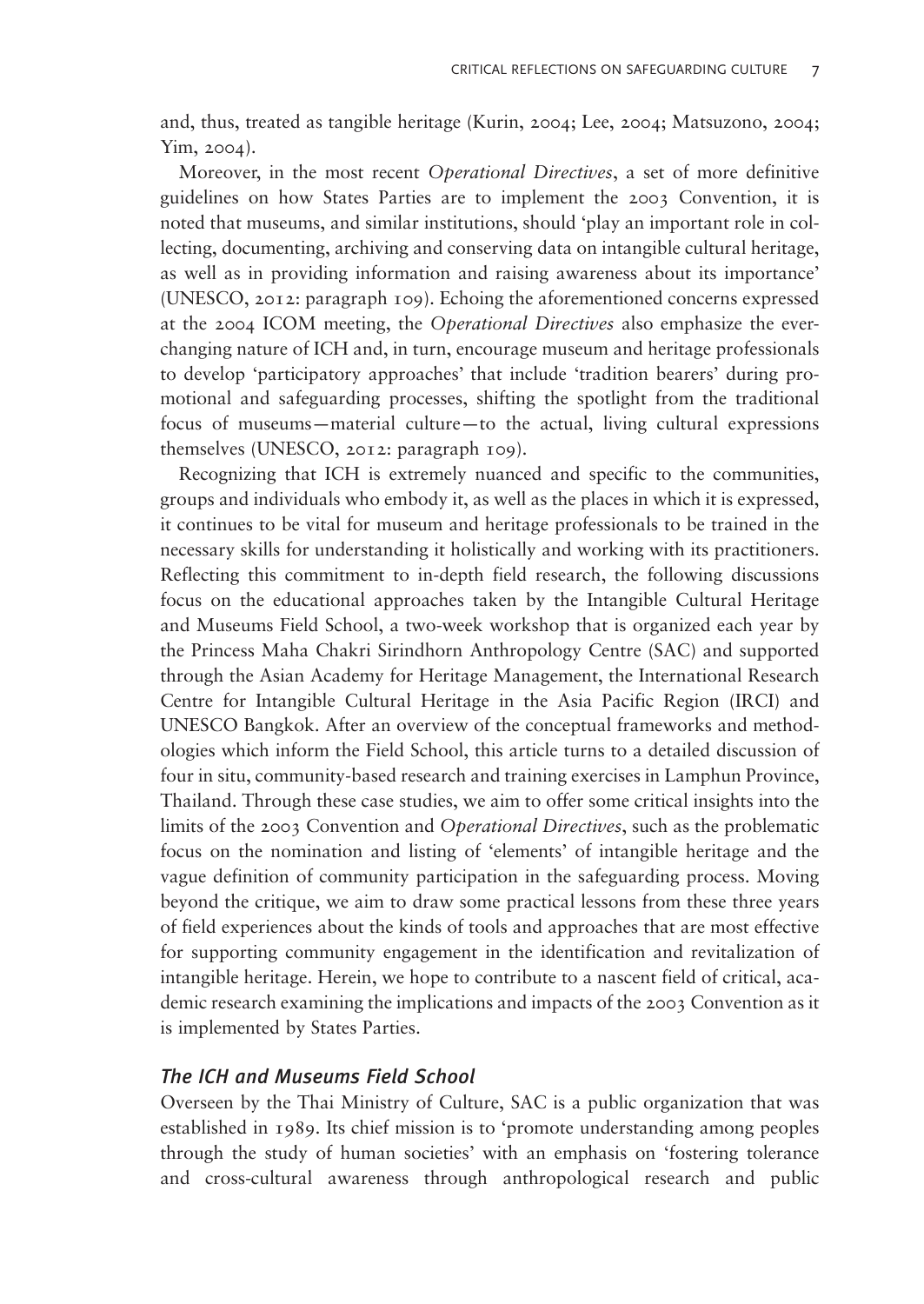and, thus, treated as tangible heritage (Kurin, 2004; Lee, 2004; Matsuzono, 2004; Yim, 2004).

Moreover, in the most recent *Operational Directives*, a set of more definitive guidelines on how States Parties are to implement the 2003 Convention, it is noted that museums, and similar institutions, should 'play an important role in collecting, documenting, archiving and conserving data on intangible cultural heritage, as well as in providing information and raising awareness about its importance' (UNESCO, 2012: paragraph 109). Echoing the aforementioned concerns expressed at the 2004 ICOM meeting, the *Operational Directives* also emphasize the ever-changing nature of ICH and, in turn, encourage museum and heritage professionals to develop 'participatory approaches' that include 'tradition bearers' during promotional and safeguarding processes, shifting the spotlight from the traditional focus of museums—material culture—to the actual, living cultural expressions themselves (UNESCO, 2012: paragraph 109).

Recognizing that ICH is extremely nuanced and specific to the communities, groups and individuals who embody it, as well as the places in which it is expressed, it continues to be vital for museum and heritage professionals to be trained in the necessary skills for understanding it holistically and working with its practitioners. Reflecting this commitment to in-depth field research, the following discussions focus on the educational approaches taken by the Intangible Cultural Heritage and Museums Field School, a two-week workshop that is organized each year by the Princess Maha Chakri Sirindhorn Anthropology Centre (SAC) and supported through the Asian Academy for Heritage Management, the International Research Centre for Intangible Cultural Heritage in the Asia Pacific Region (IRCI) and UNESCO Bangkok. After an overview of the conceptual frameworks and methodologies which inform the Field School, this article turns to a detailed discussion of four in situ, community-based research and training exercises in Lamphun Province, Thailand. Through these case studies, we aim to offer some critical insights into the limits of the 2003 Convention and *Operational Directives*, such as the problematic focus on the nomination and listing of 'elements' of intangible heritage and the vague definition of community participation in the safeguarding process. Moving beyond the critique, we aim to draw some practical lessons from these three years of field experiences about the kinds of tools and approaches that are most effective for supporting community engagement in the identification and revitalization of intangible heritage. Herein, we hope to contribute to a nascent field of critical, academic research examining the implications and impacts of the 2003 Convention as it is implemented by States Parties.

## *The ICH and Museums Field School*

Overseen by the Thai Ministry of Culture, SAC is a public organization that was established in 1989. Its chief mission is to 'promote understanding among peoples through the study of human societies' with an emphasis on 'fostering tolerance and cross-cultural awareness through anthropological research and public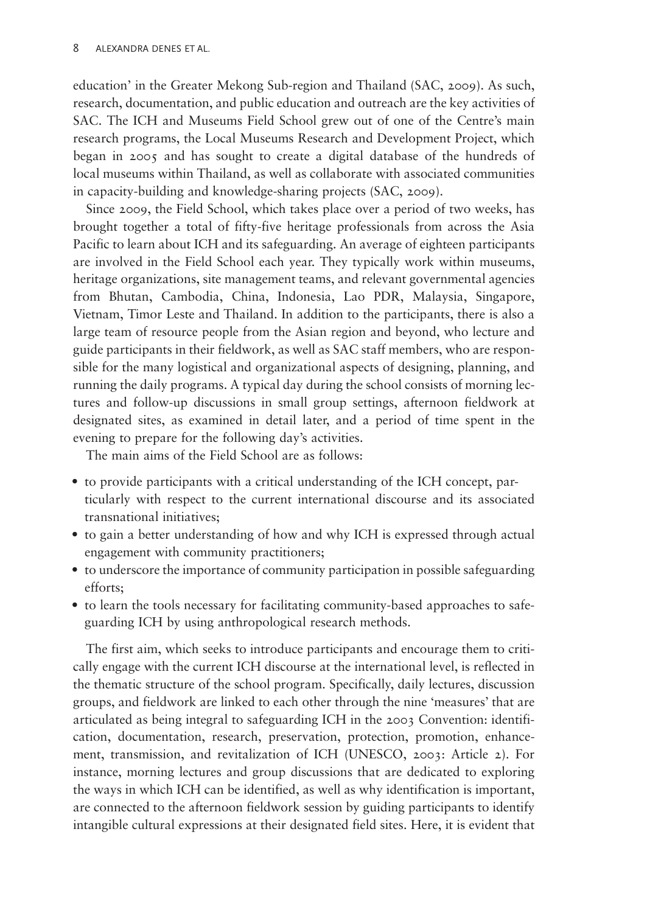education' in the Greater Mekong Sub-region and Thailand (SAC, 2009). As such, research, documentation, and public education and outreach are the key activities of SAC. The ICH and Museums Field School grew out of one of the Centre's main research programs, the Local Museums Research and Development Project, which began in 2005 and has sought to create a digital database of the hundreds of local museums within Thailand, as well as collaborate with associated communities in capacity-building and knowledge-sharing projects (SAC, 2009).

Since 2009, the Field School, which takes place over a period of two weeks, has brought together a total of fifty-five heritage professionals from across the Asia Pacific to learn about ICH and its safeguarding. An average of eighteen participants are involved in the Field School each year. They typically work within museums, heritage organizations, site management teams, and relevant governmental agencies from Bhutan, Cambodia, China, Indonesia, Lao PDR, Malaysia, Singapore, Vietnam, Timor Leste and Thailand. In addition to the participants, there is also a large team of resource people from the Asian region and beyond, who lecture and guide participants in their fieldwork, as well as SAC staff members, who are responsible for the many logistical and organizational aspects of designing, planning, and running the daily programs. A typical day during the school consists of morning lectures and follow-up discussions in small group settings, afternoon fieldwork at designated sites, as examined in detail later, and a period of time spent in the evening to prepare for the following day's activities.

The main aims of the Field School are as follows:

- to provide participants with a critical understanding of the ICH concept, particularly with respect to the current international discourse and its associated transnational initiatives;
- to gain a better understanding of how and why ICH is expressed through actual engagement with community practitioners;
- to underscore the importance of community participation in possible safeguarding efforts;
- to learn the tools necessary for facilitating community-based approaches to safeguarding ICH by using anthropological research methods.

The first aim, which seeks to introduce participants and encourage them to critically engage with the current ICH discourse at the international level, is reflected in the thematic structure of the school program. Specifically, daily lectures, discussion groups, and fieldwork are linked to each other through the nine 'measures' that are articulated as being integral to safeguarding ICH in the 2003 Convention: identification, documentation, research, preservation, protection, promotion, enhancement, transmission, and revitalization of ICH (UNESCO, 2003: Article 2). For instance, morning lectures and group discussions that are dedicated to exploring the ways in which ICH can be identified, as well as why identification is important, are connected to the afternoon fieldwork session by guiding participants to identify intangible cultural expressions at their designated field sites. Here, it is evident that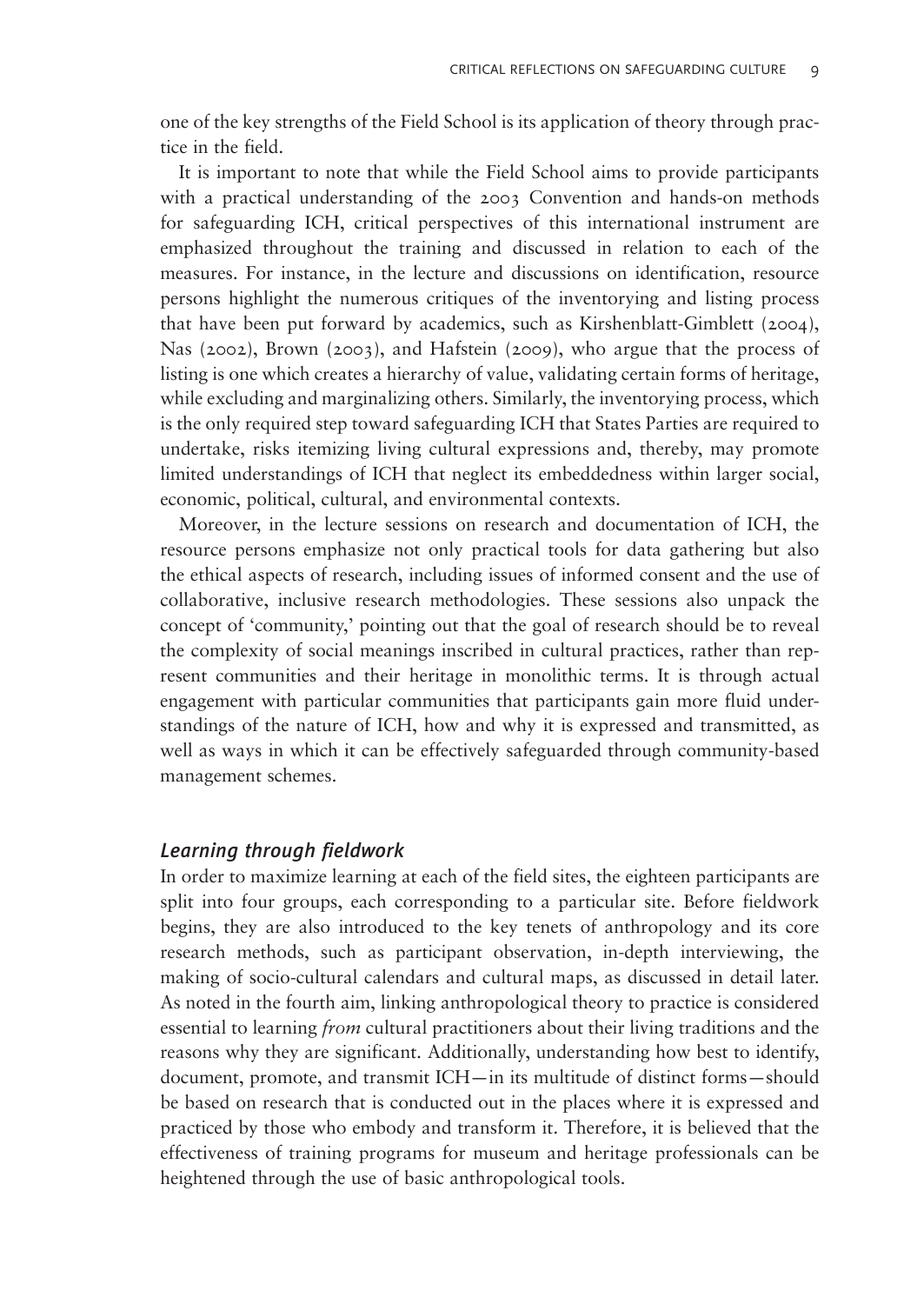one of the key strengths of the Field School is its application of theory through practice in the field.

It is important to note that while the Field School aims to provide participants with a practical understanding of the 2003 Convention and hands-on methods for safeguarding ICH, critical perspectives of this international instrument are emphasized throughout the training and discussed in relation to each of the measures. For instance, in the lecture and discussions on identification, resource persons highlight the numerous critiques of the inventorying and listing process that have been put forward by academics, such as Kirshenblatt-Gimblett (2004), Nas (2002), Brown (2003), and Hafstein (2009), who argue that the process of listing is one which creates a hierarchy of value, validating certain forms of heritage, while excluding and marginalizing others. Similarly, the inventorying process, which is the only required step toward safeguarding ICH that States Parties are required to undertake, risks itemizing living cultural expressions and, thereby, may promote limited understandings of ICH that neglect its embeddedness within larger social, economic, political, cultural, and environmental contexts.

Moreover, in the lecture sessions on research and documentation of ICH, the resource persons emphasize not only practical tools for data gathering but also the ethical aspects of research, including issues of informed consent and the use of collaborative, inclusive research methodologies. These sessions also unpack the concept of 'community,' pointing out that the goal of research should be to reveal the complexity of social meanings inscribed in cultural practices, rather than represent communities and their heritage in monolithic terms. It is through actual engagement with particular communities that participants gain more fluid understandings of the nature of ICH, how and why it is expressed and transmitted, as well as ways in which it can be effectively safeguarded through community-based management schemes.

### *Learning through fieldwork*

In order to maximize learning at each of the field sites, the eighteen participants are split into four groups, each corresponding to a particular site. Before fieldwork begins, they are also introduced to the key tenets of anthropology and its core research methods, such as participant observation, in-depth interviewing, the making of socio-cultural calendars and cultural maps, as discussed in detail later. As noted in the fourth aim, linking anthropological theory to practice is considered essential to learning *from* cultural practitioners about their living traditions and the reasons why they are significant. Additionally, understanding how best to identify, document, promote, and transmit ICH—in its multitude of distinct forms—should be based on research that is conducted out in the places where it is expressed and practiced by those who embody and transform it. Therefore, it is believed that the effectiveness of training programs for museum and heritage professionals can be heightened through the use of basic anthropological tools.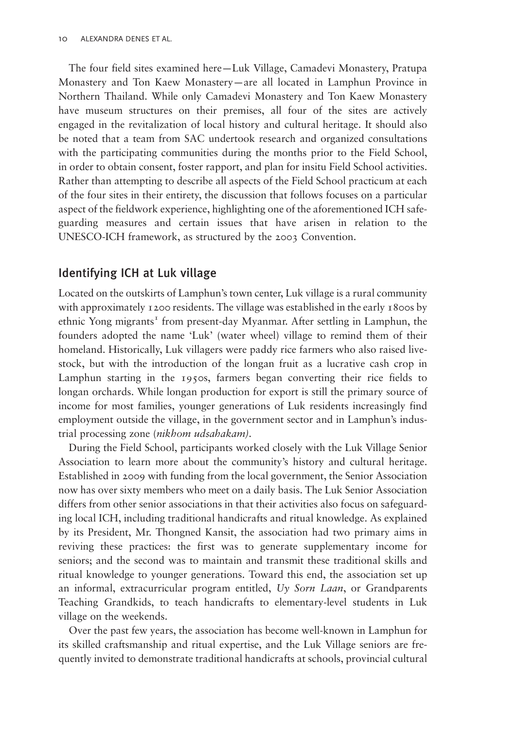The four field sites examined here—Luk Village, Camadevi Monastery, Pratupa Monastery and Ton Kaew Monastery—are all located in Lamphun Province in Northern Thailand. While only Camadevi Monastery and Ton Kaew Monastery have museum structures on their premises, all four of the sites are actively engaged in the revitalization of local history and cultural heritage. It should also be noted that a team from SAC undertook research and organized consultations with the participating communities during the months prior to the Field School, in order to obtain consent, foster rapport, and plan for insitu Field School activities. Rather than attempting to describe all aspects of the Field School practicum at each of the four sites in their entirety, the discussion that follows focuses on a particular aspect of the fieldwork experience, highlighting one of the aforementioned ICH safeguarding measures and certain issues that have arisen in relation to the UNESCO-ICH framework, as structured by the 2003 Convention.

## Identifying ICH at Luk village

Located on the outskirts of Lamphun's town center, Luk village is a rural community with approximately 1200 residents. The village was established in the early 1800s by ethnic Yong migrants[1] from present-day Myanmar. After settling in Lamphun, the founders adopted the name 'Luk' (water wheel) village to remind them of their homeland. Historically, Luk villagers were paddy rice farmers who also raised livestock, but with the introduction of the longan fruit as a lucrative cash crop in Lamphun starting in the 1950s, farmers began converting their rice fields to longan orchards. While longan production for export is still the primary source of income for most families, younger generations of Luk residents increasingly find employment outside the village, in the government sector and in Lamphun's industrial processing zone (*nikhom udsahakam)*.

During the Field School, participants worked closely with the Luk Village Senior Association to learn more about the community's history and cultural heritage. Established in 2009 with funding from the local government, the Senior Association now has over sixty members who meet on a daily basis. The Luk Senior Association differs from other senior associations in that their activities also focus on safeguarding local ICH, including traditional handicrafts and ritual knowledge. As explained by its President, Mr. Thongned Kansit, the association had two primary aims in reviving these practices: the first was to generate supplementary income for seniors; and the second was to maintain and transmit these traditional skills and ritual knowledge to younger generations. Toward this end, the association set up an informal, extracurricular program entitled, *Uy Sorn Laan*, or Grandparents Teaching Grandkids, to teach handicrafts to elementary-level students in Luk village on the weekends.

Over the past few years, the association has become well-known in Lamphun for its skilled craftsmanship and ritual expertise, and the Luk Village seniors are frequently invited to demonstrate traditional handicrafts at schools, provincial cultural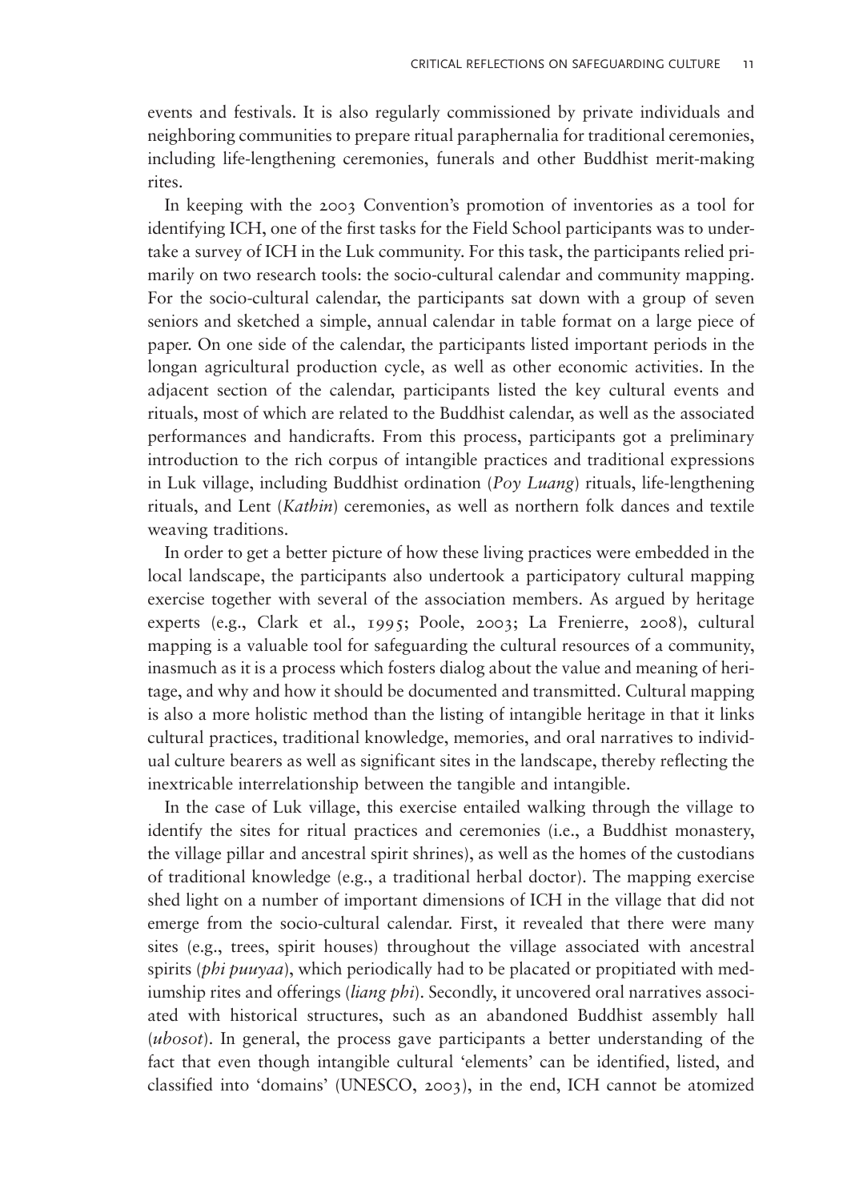events and festivals. It is also regularly commissioned by private individuals and neighboring communities to prepare ritual paraphernalia for traditional ceremonies, including life-lengthening ceremonies, funerals and other Buddhist merit-making rites.

In keeping with the 2003 Convention's promotion of inventories as a tool for identifying ICH, one of the first tasks for the Field School participants was to undertake a survey of ICH in the Luk community. For this task, the participants relied primarily on two research tools: the socio-cultural calendar and community mapping. For the socio-cultural calendar, the participants sat down with a group of seven seniors and sketched a simple, annual calendar in table format on a large piece of paper. On one side of the calendar, the participants listed important periods in the longan agricultural production cycle, as well as other economic activities. In the adjacent section of the calendar, participants listed the key cultural events and rituals, most of which are related to the Buddhist calendar, as well as the associated performances and handicrafts. From this process, participants got a preliminary introduction to the rich corpus of intangible practices and traditional expressions in Luk village, including Buddhist ordination (*Poy Luang*) rituals, life-lengthening rituals, and Lent (*Kathin*) ceremonies, as well as northern folk dances and textile weaving traditions.

In order to get a better picture of how these living practices were embedded in the local landscape, the participants also undertook a participatory cultural mapping exercise together with several of the association members. As argued by heritage experts (e.g., Clark et al., 1995; Poole, 2003; La Frenierre, 2008), cultural mapping is a valuable tool for safeguarding the cultural resources of a community, inasmuch as it is a process which fosters dialog about the value and meaning of heritage, and why and how it should be documented and transmitted. Cultural mapping is also a more holistic method than the listing of intangible heritage in that it links cultural practices, traditional knowledge, memories, and oral narratives to individual culture bearers as well as significant sites in the landscape, thereby reflecting the inextricable interrelationship between the tangible and intangible.

In the case of Luk village, this exercise entailed walking through the village to identify the sites for ritual practices and ceremonies (i.e., a Buddhist monastery, the village pillar and ancestral spirit shrines), as well as the homes of the custodians of traditional knowledge (e.g., a traditional herbal doctor). The mapping exercise shed light on a number of important dimensions of ICH in the village that did not emerge from the socio-cultural calendar. First, it revealed that there were many sites (e.g., trees, spirit houses) throughout the village associated with ancestral spirits (*phi puuyaa*), which periodically had to be placated or propitiated with mediumship rites and offerings (*liang phi*). Secondly, it uncovered oral narratives associated with historical structures, such as an abandoned Buddhist assembly hall (*ubosot*). In general, the process gave participants a better understanding of the fact that even though intangible cultural 'elements' can be identified, listed, and classified into 'domains' (UNESCO, 2003), in the end, ICH cannot be atomized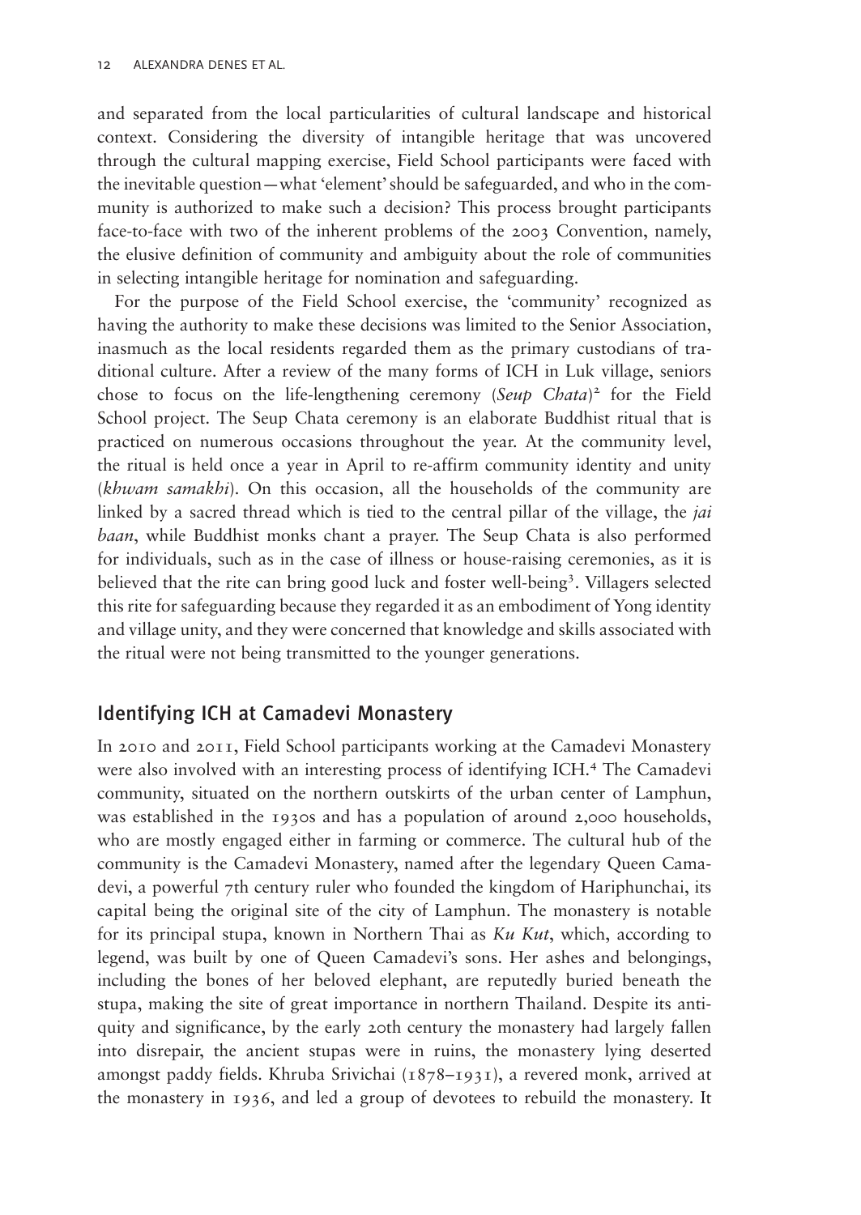and separated from the local particularities of cultural landscape and historical context. Considering the diversity of intangible heritage that was uncovered through the cultural mapping exercise, Field School participants were faced with the inevitable question—what 'element' should be safeguarded, and who in the community is authorized to make such a decision? This process brought participants face-to-face with two of the inherent problems of the 2003 Convention, namely, the elusive definition of community and ambiguity about the role of communities in selecting intangible heritage for nomination and safeguarding.

For the purpose of the Field School exercise, the 'community' recognized as having the authority to make these decisions was limited to the Senior Association, inasmuch as the local residents regarded them as the primary custodians of traditional culture. After a review of the many forms of ICH in Luk village, seniors chose to focus on the life-lengthening ceremony (*Seup Chata*)[2] for the Field School project. The Seup Chata ceremony is an elaborate Buddhist ritual that is practiced on numerous occasions throughout the year. At the community level, the ritual is held once a year in April to re-affirm community identity and unity (*khwam samakhi*). On this occasion, all the households of the community are linked by a sacred thread which is tied to the central pillar of the village, the *jai baan*, while Buddhist monks chant a prayer. The Seup Chata is also performed for individuals, such as in the case of illness or house-raising ceremonies, as it is believed that the rite can bring good luck and foster well-being[3]. Villagers selected this rite for safeguarding because they regarded it as an embodiment of Yong identity and village unity, and they were concerned that knowledge and skills associated with the ritual were not being transmitted to the younger generations.

## Identifying ICH at Camadevi Monastery

In 2010 and 2011, Field School participants working at the Camadevi Monastery were also involved with an interesting process of identifying ICH.[4] The Camadevi community, situated on the northern outskirts of the urban center of Lamphun, was established in the 1930s and has a population of around 2,000 households, who are mostly engaged either in farming or commerce. The cultural hub of the community is the Camadevi Monastery, named after the legendary Queen Camadevi, a powerful 7th century ruler who founded the kingdom of Hariphunchai, its capital being the original site of the city of Lamphun. The monastery is notable for its principal stupa, known in Northern Thai as *Ku Kut*, which, according to legend, was built by one of Queen Camadevi's sons. Her ashes and belongings, including the bones of her beloved elephant, are reputedly buried beneath the stupa, making the site of great importance in northern Thailand. Despite its antiquity and significance, by the early 20th century the monastery had largely fallen into disrepair, the ancient stupas were in ruins, the monastery lying deserted amongst paddy fields. Khruba Srivichai (1878–1931), a revered monk, arrived at the monastery in 1936, and led a group of devotees to rebuild the monastery. It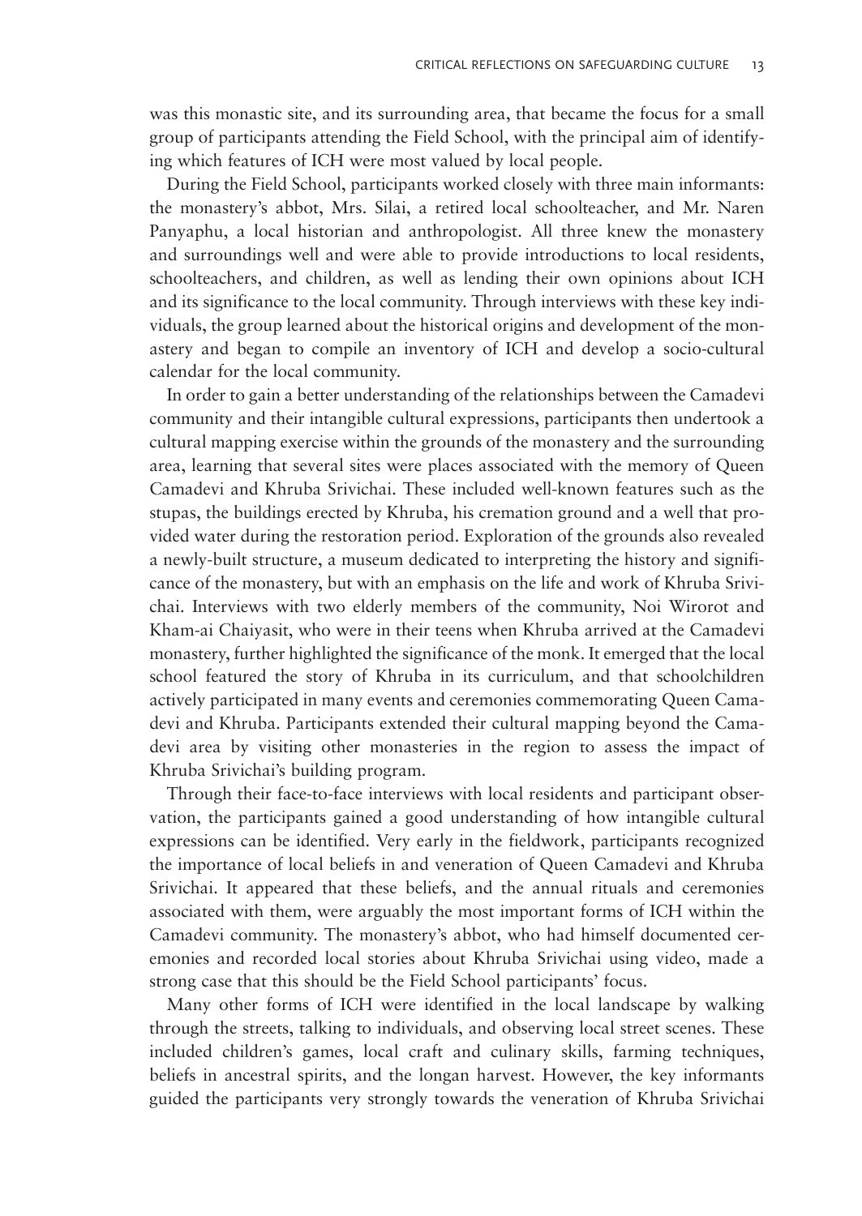was this monastic site, and its surrounding area, that became the focus for a small group of participants attending the Field School, with the principal aim of identifying which features of ICH were most valued by local people.

During the Field School, participants worked closely with three main informants: the monastery's abbot, Mrs. Silai, a retired local schoolteacher, and Mr. Naren Panyaphu, a local historian and anthropologist. All three knew the monastery and surroundings well and were able to provide introductions to local residents, schoolteachers, and children, as well as lending their own opinions about ICH and its significance to the local community. Through interviews with these key individuals, the group learned about the historical origins and development of the monastery and began to compile an inventory of ICH and develop a socio-cultural calendar for the local community.

In order to gain a better understanding of the relationships between the Camadevi community and their intangible cultural expressions, participants then undertook a cultural mapping exercise within the grounds of the monastery and the surrounding area, learning that several sites were places associated with the memory of Queen Camadevi and Khruba Srivichai. These included well-known features such as the stupas, the buildings erected by Khruba, his cremation ground and a well that provided water during the restoration period. Exploration of the grounds also revealed a newly-built structure, a museum dedicated to interpreting the history and significance of the monastery, but with an emphasis on the life and work of Khruba Srivichai. Interviews with two elderly members of the community, Noi Wirorot and Kham-ai Chaiyasit, who were in their teens when Khruba arrived at the Camadevi monastery, further highlighted the significance of the monk. It emerged that the local school featured the story of Khruba in its curriculum, and that schoolchildren actively participated in many events and ceremonies commemorating Queen Camadevi and Khruba. Participants extended their cultural mapping beyond the Camadevi area by visiting other monasteries in the region to assess the impact of Khruba Srivichai's building program.

Through their face-to-face interviews with local residents and participant observation, the participants gained a good understanding of how intangible cultural expressions can be identified. Very early in the fieldwork, participants recognized the importance of local beliefs in and veneration of Queen Camadevi and Khruba Srivichai. It appeared that these beliefs, and the annual rituals and ceremonies associated with them, were arguably the most important forms of ICH within the Camadevi community. The monastery's abbot, who had himself documented ceremonies and recorded local stories about Khruba Srivichai using video, made a strong case that this should be the Field School participants' focus.

Many other forms of ICH were identified in the local landscape by walking through the streets, talking to individuals, and observing local street scenes. These included children's games, local craft and culinary skills, farming techniques, beliefs in ancestral spirits, and the longan harvest. However, the key informants guided the participants very strongly towards the veneration of Khruba Srivichai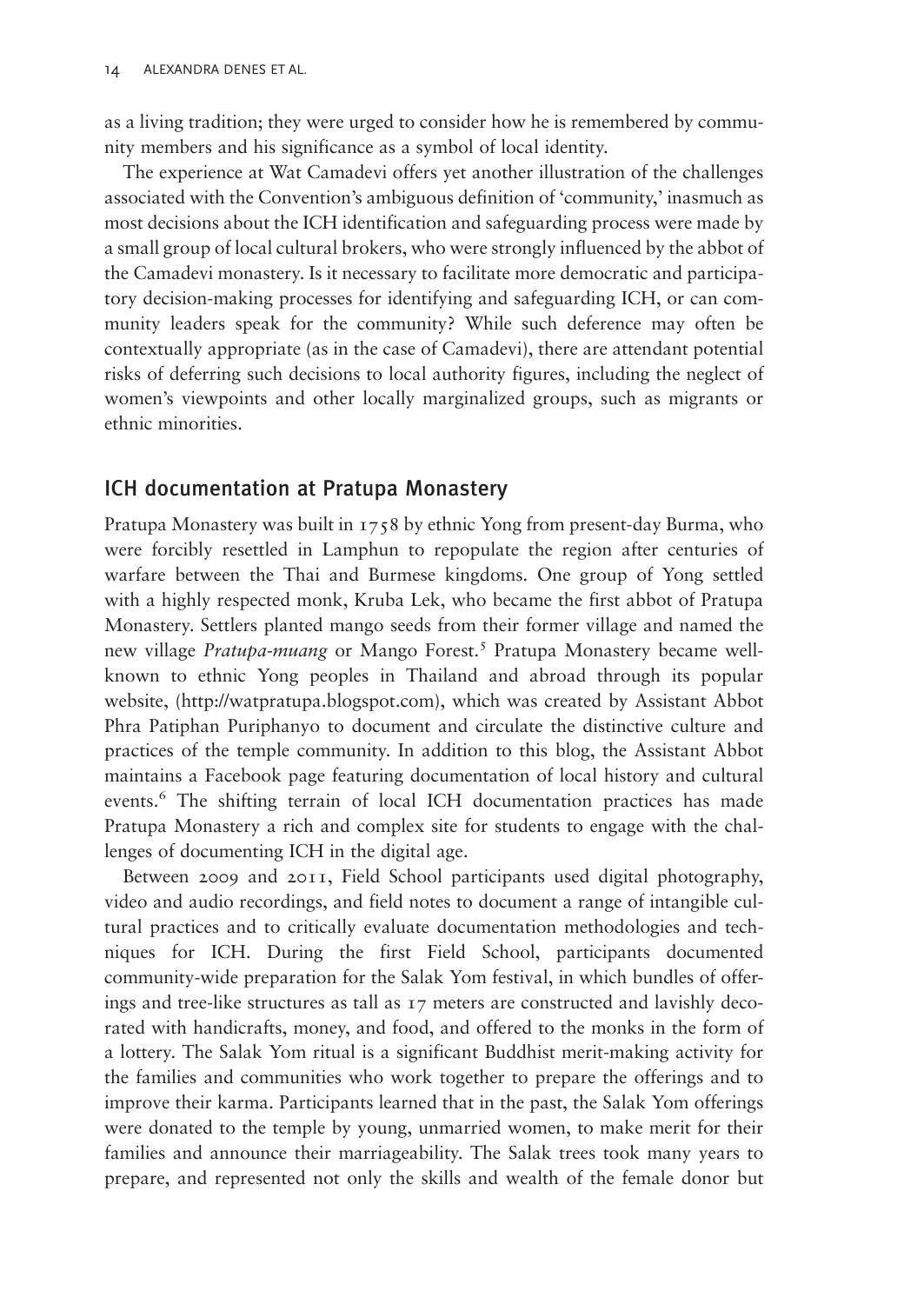as a living tradition; they were urged to consider how he is remembered by community members and his significance as a symbol of local identity.

The experience at Wat Camadevi offers yet another illustration of the challenges associated with the Convention's ambiguous definition of 'community,' inasmuch as most decisions about the ICH identification and safeguarding process were made by a small group of local cultural brokers, who were strongly influenced by the abbot of the Camadevi monastery. Is it necessary to facilitate more democratic and participatory decision-making processes for identifying and safeguarding ICH, or can community leaders speak for the community? While such deference may often be contextually appropriate (as in the case of Camadevi), there are attendant potential risks of deferring such decisions to local authority figures, including the neglect of women's viewpoints and other locally marginalized groups, such as migrants or ethnic minorities.

## ICH documentation at Pratupa Monastery

Pratupa Monastery was built in 1758 by ethnic Yong from present-day Burma, who were forcibly resettled in Lamphun to repopulate the region after centuries of warfare between the Thai and Burmese kingdoms. One group of Yong settled with a highly respected monk, Kruba Lek, who became the first abbot of Pratupa Monastery. Settlers planted mango seeds from their former village and named the new village *Pratupa-muang* or Mango Forest.[5] Pratupa Monastery became well-known to ethnic Yong peoples in Thailand and abroad through its popular website, (http://watpratupa.blogspot.com), which was created by Assistant Abbot Phra Patiphan Puriphanyo to document and circulate the distinctive culture and practices of the temple community. In addition to this blog, the Assistant Abbot maintains a Facebook page featuring documentation of local history and cultural events.[6] The shifting terrain of local ICH documentation practices has made Pratupa Monastery a rich and complex site for students to engage with the challenges of documenting ICH in the digital age.

Between 2009 and 2011, Field School participants used digital photography, video and audio recordings, and field notes to document a range of intangible cultural practices and to critically evaluate documentation methodologies and techniques for ICH. During the first Field School, participants documented community-wide preparation for the Salak Yom festival, in which bundles of offerings and tree-like structures as tall as 17 meters are constructed and lavishly decorated with handicrafts, money, and food, and offered to the monks in the form of a lottery. The Salak Yom ritual is a significant Buddhist merit-making activity for the families and communities who work together to prepare the offerings and to improve their karma. Participants learned that in the past, the Salak Yom offerings were donated to the temple by young, unmarried women, to make merit for their families and announce their marriageability. The Salak trees took many years to prepare, and represented not only the skills and wealth of the female donor but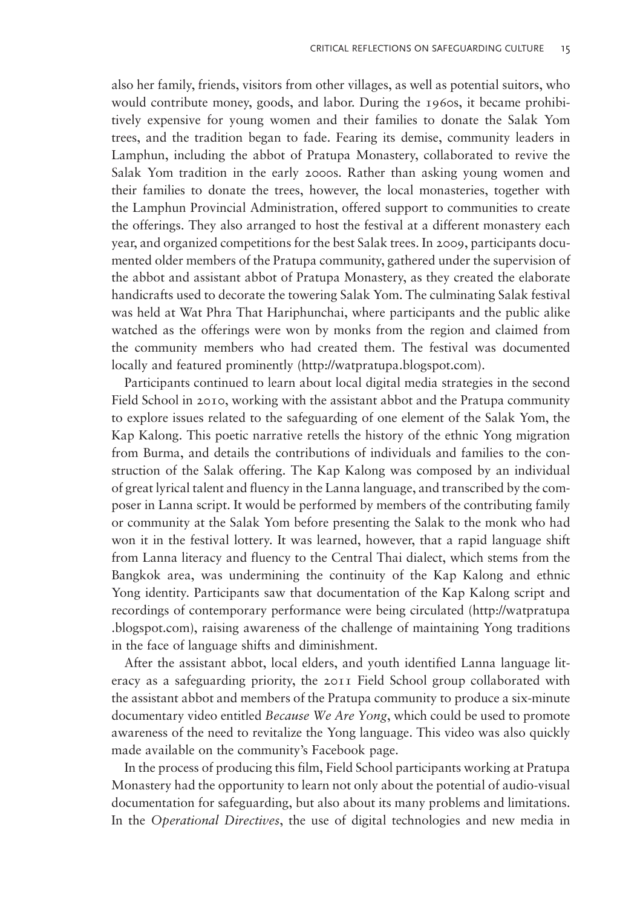also her family, friends, visitors from other villages, as well as potential suitors, who would contribute money, goods, and labor. During the 1960s, it became prohibitively expensive for young women and their families to donate the Salak Yom trees, and the tradition began to fade. Fearing its demise, community leaders in Lamphun, including the abbot of Pratupa Monastery, collaborated to revive the Salak Yom tradition in the early 2000s. Rather than asking young women and their families to donate the trees, however, the local monasteries, together with the Lamphun Provincial Administration, offered support to communities to create the offerings. They also arranged to host the festival at a different monastery each year, and organized competitions for the best Salak trees. In 2009, participants documented older members of the Pratupa community, gathered under the supervision of the abbot and assistant abbot of Pratupa Monastery, as they created the elaborate handicrafts used to decorate the towering Salak Yom. The culminating Salak festival was held at Wat Phra That Hariphunchai, where participants and the public alike watched as the offerings were won by monks from the region and claimed from the community members who had created them. The festival was documented locally and featured prominently (http://watpratupa.blogspot.com).

Participants continued to learn about local digital media strategies in the second Field School in 2010, working with the assistant abbot and the Pratupa community to explore issues related to the safeguarding of one element of the Salak Yom, the Kap Kalong. This poetic narrative retells the history of the ethnic Yong migration from Burma, and details the contributions of individuals and families to the construction of the Salak offering. The Kap Kalong was composed by an individual of great lyrical talent and fluency in the Lanna language, and transcribed by the composer in Lanna script. It would be performed by members of the contributing family or community at the Salak Yom before presenting the Salak to the monk who had won it in the festival lottery. It was learned, however, that a rapid language shift from Lanna literacy and fluency to the Central Thai dialect, which stems from the Bangkok area, was undermining the continuity of the Kap Kalong and ethnic Yong identity. Participants saw that documentation of the Kap Kalong script and recordings of contemporary performance were being circulated (http://watpratupa.blogspot.com), raising awareness of the challenge of maintaining Yong traditions in the face of language shifts and diminishment.

After the assistant abbot, local elders, and youth identified Lanna language literacy as a safeguarding priority, the 2011 Field School group collaborated with the assistant abbot and members of the Pratupa community to produce a six-minute documentary video entitled *Because We Are Yong*, which could be used to promote awareness of the need to revitalize the Yong language. This video was also quickly made available on the community's Facebook page.

In the process of producing this film, Field School participants working at Pratupa Monastery had the opportunity to learn not only about the potential of audio-visual documentation for safeguarding, but also about its many problems and limitations. In the *Operational Directives*, the use of digital technologies and new media in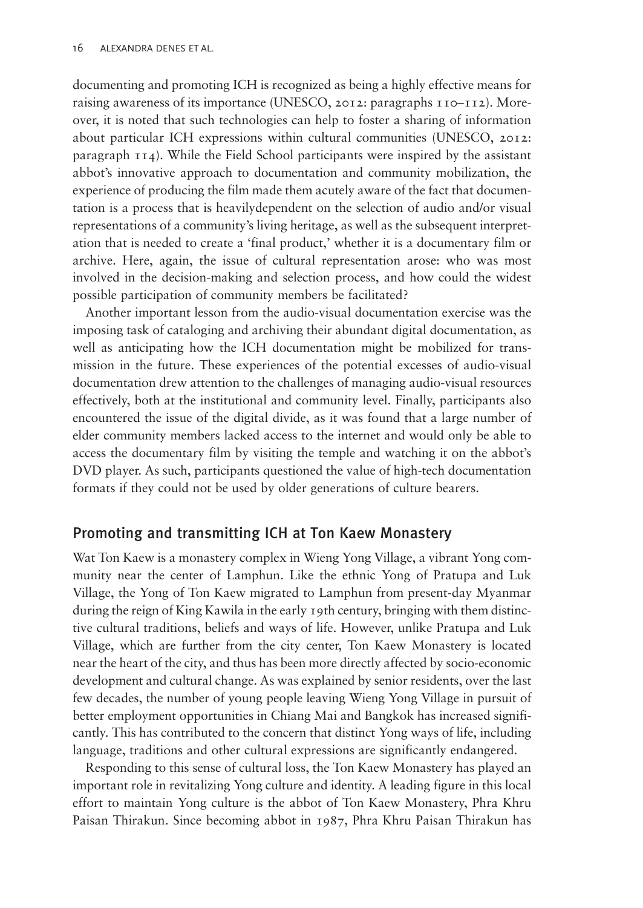documenting and promoting ICH is recognized as being a highly effective means for raising awareness of its importance (UNESCO, 2012: paragraphs 110–112). Moreover, it is noted that such technologies can help to foster a sharing of information about particular ICH expressions within cultural communities (UNESCO, 2012: paragraph 114). While the Field School participants were inspired by the assistant abbot's innovative approach to documentation and community mobilization, the experience of producing the film made them acutely aware of the fact that documentation is a process that is heavilydependent on the selection of audio and/or visual representations of a community's living heritage, as well as the subsequent interpretation that is needed to create a 'final product,' whether it is a documentary film or archive. Here, again, the issue of cultural representation arose: who was most involved in the decision-making and selection process, and how could the widest possible participation of community members be facilitated?

Another important lesson from the audio-visual documentation exercise was the imposing task of cataloging and archiving their abundant digital documentation, as well as anticipating how the ICH documentation might be mobilized for transmission in the future. These experiences of the potential excesses of audio-visual documentation drew attention to the challenges of managing audio-visual resources effectively, both at the institutional and community level. Finally, participants also encountered the issue of the digital divide, as it was found that a large number of elder community members lacked access to the internet and would only be able to access the documentary film by visiting the temple and watching it on the abbot's DVD player. As such, participants questioned the value of high-tech documentation formats if they could not be used by older generations of culture bearers.

## Promoting and transmitting ICH at Ton Kaew Monastery

Wat Ton Kaew is a monastery complex in Wieng Yong Village, a vibrant Yong community near the center of Lamphun. Like the ethnic Yong of Pratupa and Luk Village, the Yong of Ton Kaew migrated to Lamphun from present-day Myanmar during the reign of King Kawila in the early 19th century, bringing with them distinctive cultural traditions, beliefs and ways of life. However, unlike Pratupa and Luk Village, which are further from the city center, Ton Kaew Monastery is located near the heart of the city, and thus has been more directly affected by socio-economic development and cultural change. As was explained by senior residents, over the last few decades, the number of young people leaving Wieng Yong Village in pursuit of better employment opportunities in Chiang Mai and Bangkok has increased significantly. This has contributed to the concern that distinct Yong ways of life, including language, traditions and other cultural expressions are significantly endangered.

Responding to this sense of cultural loss, the Ton Kaew Monastery has played an important role in revitalizing Yong culture and identity. A leading figure in this local effort to maintain Yong culture is the abbot of Ton Kaew Monastery, Phra Khru Paisan Thirakun. Since becoming abbot in 1987, Phra Khru Paisan Thirakun has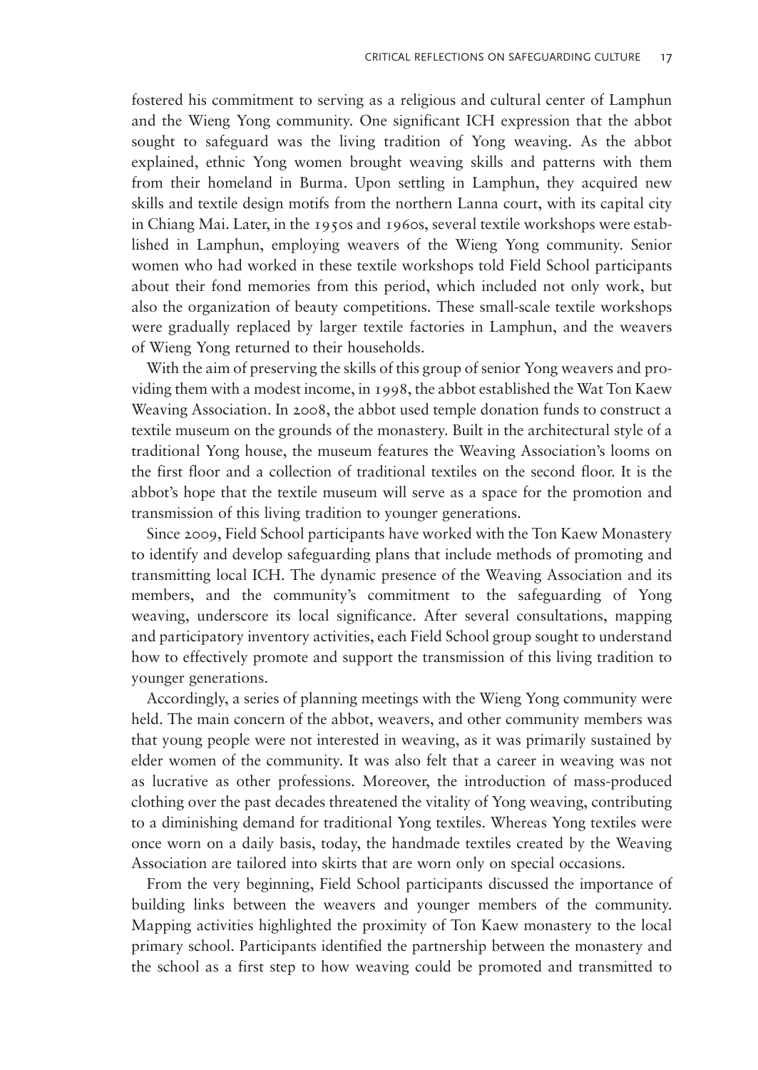fostered his commitment to serving as a religious and cultural center of Lamphun and the Wieng Yong community. One significant ICH expression that the abbot sought to safeguard was the living tradition of Yong weaving. As the abbot explained, ethnic Yong women brought weaving skills and patterns with them from their homeland in Burma. Upon settling in Lamphun, they acquired new skills and textile design motifs from the northern Lanna court, with its capital city in Chiang Mai. Later, in the 1950s and 1960s, several textile workshops were established in Lamphun, employing weavers of the Wieng Yong community. Senior women who had worked in these textile workshops told Field School participants about their fond memories from this period, which included not only work, but also the organization of beauty competitions. These small-scale textile workshops were gradually replaced by larger textile factories in Lamphun, and the weavers of Wieng Yong returned to their households.

With the aim of preserving the skills of this group of senior Yong weavers and providing them with a modest income, in 1998, the abbot established the Wat Ton Kaew Weaving Association. In 2008, the abbot used temple donation funds to construct a textile museum on the grounds of the monastery. Built in the architectural style of a traditional Yong house, the museum features the Weaving Association's looms on the first floor and a collection of traditional textiles on the second floor. It is the abbot's hope that the textile museum will serve as a space for the promotion and transmission of this living tradition to younger generations.

Since 2009, Field School participants have worked with the Ton Kaew Monastery to identify and develop safeguarding plans that include methods of promoting and transmitting local ICH. The dynamic presence of the Weaving Association and its members, and the community's commitment to the safeguarding of Yong weaving, underscore its local significance. After several consultations, mapping and participatory inventory activities, each Field School group sought to understand how to effectively promote and support the transmission of this living tradition to younger generations.

Accordingly, a series of planning meetings with the Wieng Yong community were held. The main concern of the abbot, weavers, and other community members was that young people were not interested in weaving, as it was primarily sustained by elder women of the community. It was also felt that a career in weaving was not as lucrative as other professions. Moreover, the introduction of mass-produced clothing over the past decades threatened the vitality of Yong weaving, contributing to a diminishing demand for traditional Yong textiles. Whereas Yong textiles were once worn on a daily basis, today, the handmade textiles created by the Weaving Association are tailored into skirts that are worn only on special occasions.

From the very beginning, Field School participants discussed the importance of building links between the weavers and younger members of the community. Mapping activities highlighted the proximity of Ton Kaew monastery to the local primary school. Participants identified the partnership between the monastery and the school as a first step to how weaving could be promoted and transmitted to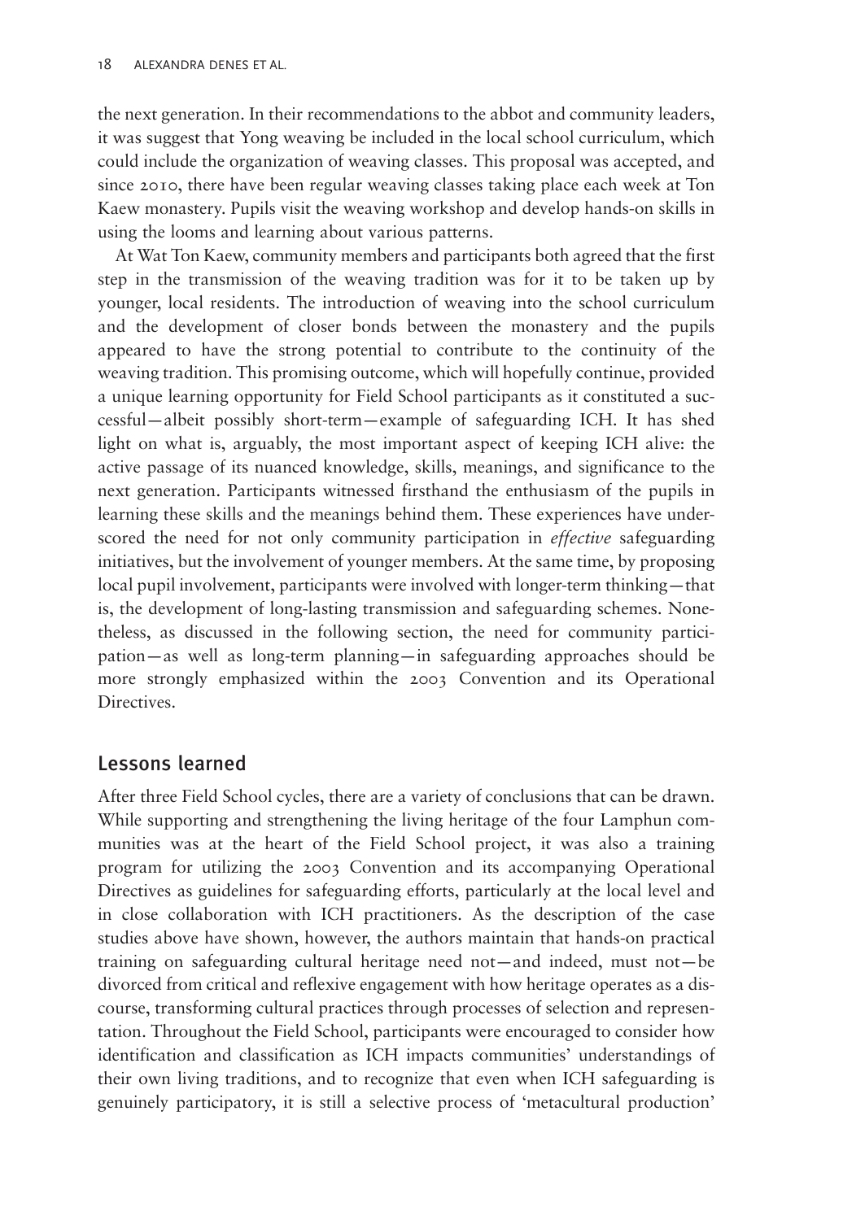the next generation. In their recommendations to the abbot and community leaders, it was suggest that Yong weaving be included in the local school curriculum, which could include the organization of weaving classes. This proposal was accepted, and since 2010, there have been regular weaving classes taking place each week at Ton Kaew monastery. Pupils visit the weaving workshop and develop hands-on skills in using the looms and learning about various patterns.

At Wat Ton Kaew, community members and participants both agreed that the first step in the transmission of the weaving tradition was for it to be taken up by younger, local residents. The introduction of weaving into the school curriculum and the development of closer bonds between the monastery and the pupils appeared to have the strong potential to contribute to the continuity of the weaving tradition. This promising outcome, which will hopefully continue, provided a unique learning opportunity for Field School participants as it constituted a successful—albeit possibly short-term—example of safeguarding ICH. It has shed light on what is, arguably, the most important aspect of keeping ICH alive: the active passage of its nuanced knowledge, skills, meanings, and significance to the next generation. Participants witnessed firsthand the enthusiasm of the pupils in learning these skills and the meanings behind them. These experiences have underscored the need for not only community participation in *effective* safeguarding initiatives, but the involvement of younger members. At the same time, by proposing local pupil involvement, participants were involved with longer-term thinking—that is, the development of long-lasting transmission and safeguarding schemes. Nonetheless, as discussed in the following section, the need for community participation—as well as long-term planning—in safeguarding approaches should be more strongly emphasized within the 2003 Convention and its Operational Directives.

## Lessons learned

After three Field School cycles, there are a variety of conclusions that can be drawn. While supporting and strengthening the living heritage of the four Lamphun communities was at the heart of the Field School project, it was also a training program for utilizing the 2003 Convention and its accompanying Operational Directives as guidelines for safeguarding efforts, particularly at the local level and in close collaboration with ICH practitioners. As the description of the case studies above have shown, however, the authors maintain that hands-on practical training on safeguarding cultural heritage need not—and indeed, must not—be divorced from critical and reflexive engagement with how heritage operates as a discourse, transforming cultural practices through processes of selection and representation. Throughout the Field School, participants were encouraged to consider how identification and classification as ICH impacts communities' understandings of their own living traditions, and to recognize that even when ICH safeguarding is genuinely participatory, it is still a selective process of 'metacultural production'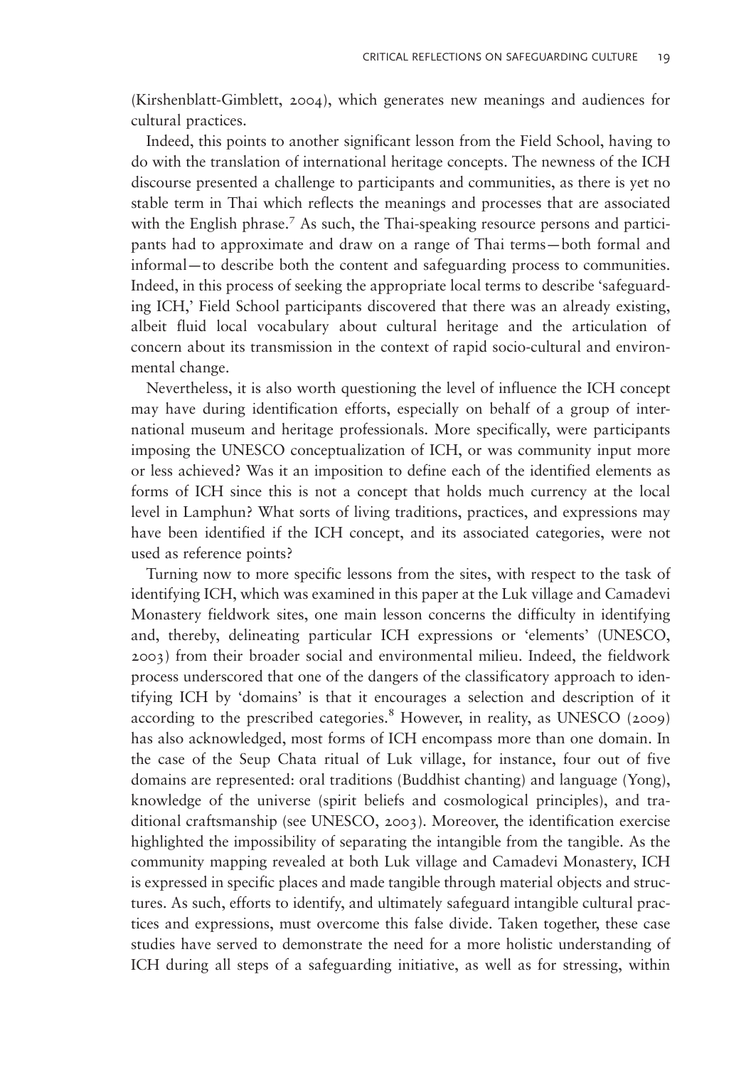(Kirshenblatt-Gimblett, 2004), which generates new meanings and audiences for cultural practices.

Indeed, this points to another significant lesson from the Field School, having to do with the translation of international heritage concepts. The newness of the ICH discourse presented a challenge to participants and communities, as there is yet no stable term in Thai which reflects the meanings and processes that are associated with the English phrase.[7] As such, the Thai-speaking resource persons and participants had to approximate and draw on a range of Thai terms—both formal and informal—to describe both the content and safeguarding process to communities. Indeed, in this process of seeking the appropriate local terms to describe 'safeguarding ICH,' Field School participants discovered that there was an already existing, albeit fluid local vocabulary about cultural heritage and the articulation of concern about its transmission in the context of rapid socio-cultural and environmental change.

Nevertheless, it is also worth questioning the level of influence the ICH concept may have during identification efforts, especially on behalf of a group of international museum and heritage professionals. More specifically, were participants imposing the UNESCO conceptualization of ICH, or was community input more or less achieved? Was it an imposition to define each of the identified elements as forms of ICH since this is not a concept that holds much currency at the local level in Lamphun? What sorts of living traditions, practices, and expressions may have been identified if the ICH concept, and its associated categories, were not used as reference points?

Turning now to more specific lessons from the sites, with respect to the task of identifying ICH, which was examined in this paper at the Luk village and Camadevi Monastery fieldwork sites, one main lesson concerns the difficulty in identifying and, thereby, delineating particular ICH expressions or 'elements' (UNESCO, 2003) from their broader social and environmental milieu. Indeed, the fieldwork process underscored that one of the dangers of the classificatory approach to identifying ICH by 'domains' is that it encourages a selection and description of it according to the prescribed categories.[8] However, in reality, as UNESCO (2009) has also acknowledged, most forms of ICH encompass more than one domain. In the case of the Seup Chata ritual of Luk village, for instance, four out of five domains are represented: oral traditions (Buddhist chanting) and language (Yong), knowledge of the universe (spirit beliefs and cosmological principles), and traditional craftsmanship (see UNESCO, 2003). Moreover, the identification exercise highlighted the impossibility of separating the intangible from the tangible. As the community mapping revealed at both Luk village and Camadevi Monastery, ICH is expressed in specific places and made tangible through material objects and structures. As such, efforts to identify, and ultimately safeguard intangible cultural practices and expressions, must overcome this false divide. Taken together, these case studies have served to demonstrate the need for a more holistic understanding of ICH during all steps of a safeguarding initiative, as well as for stressing, within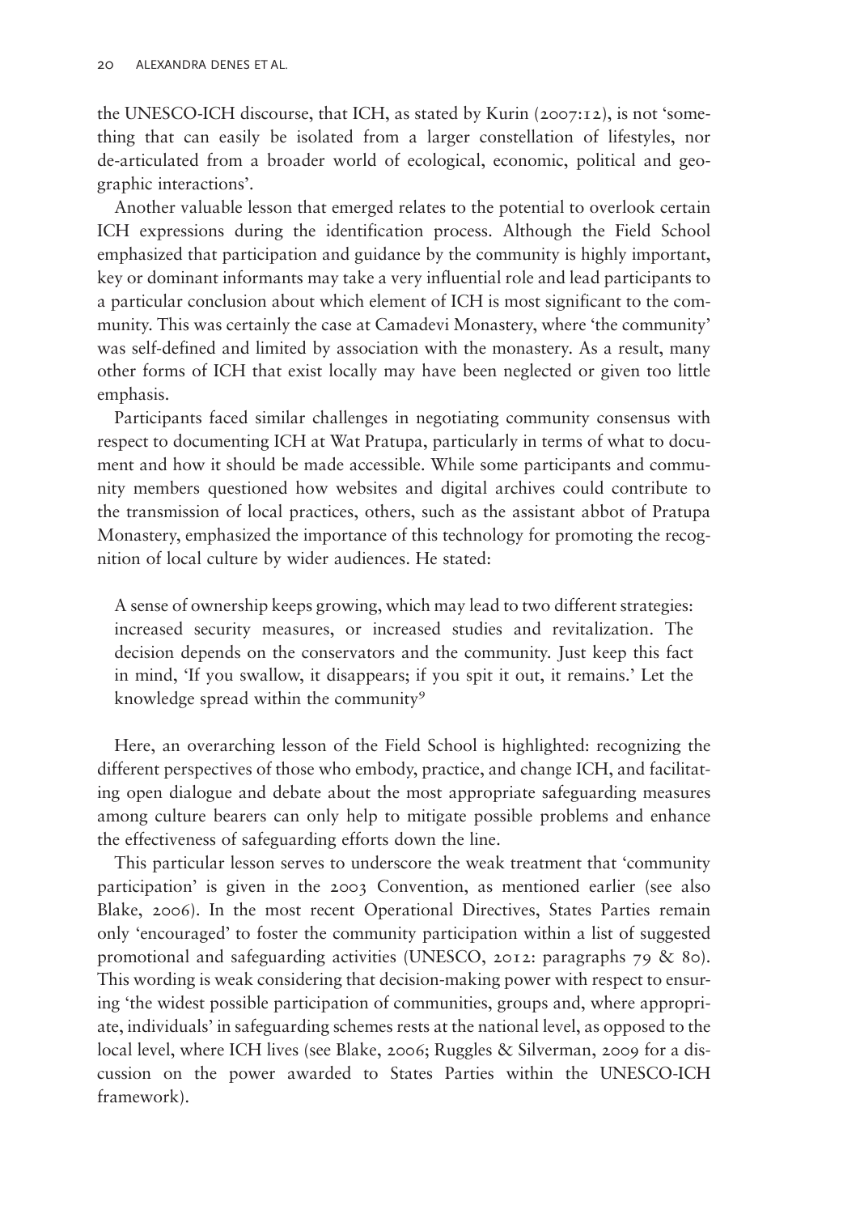the UNESCO-ICH discourse, that ICH, as stated by Kurin (2007:12), is not 'something that can easily be isolated from a larger constellation of lifestyles, nor de-articulated from a broader world of ecological, economic, political and geographic interactions'.

Another valuable lesson that emerged relates to the potential to overlook certain ICH expressions during the identification process. Although the Field School emphasized that participation and guidance by the community is highly important, key or dominant informants may take a very influential role and lead participants to a particular conclusion about which element of ICH is most significant to the community. This was certainly the case at Camadevi Monastery, where 'the community' was self-defined and limited by association with the monastery. As a result, many other forms of ICH that exist locally may have been neglected or given too little emphasis.

Participants faced similar challenges in negotiating community consensus with respect to documenting ICH at Wat Pratupa, particularly in terms of what to document and how it should be made accessible. While some participants and community members questioned how websites and digital archives could contribute to the transmission of local practices, others, such as the assistant abbot of Pratupa Monastery, emphasized the importance of this technology for promoting the recognition of local culture by wider audiences. He stated:

> A sense of ownership keeps growing, which may lead to two different strategies: increased security measures, or increased studies and revitalization. The decision depends on the conservators and the community. Just keep this fact in mind, 'If you swallow, it disappears; if you spit it out, it remains.' Let the knowledge spread within the community[9]

Here, an overarching lesson of the Field School is highlighted: recognizing the different perspectives of those who embody, practice, and change ICH, and facilitating open dialogue and debate about the most appropriate safeguarding measures among culture bearers can only help to mitigate possible problems and enhance the effectiveness of safeguarding efforts down the line.

This particular lesson serves to underscore the weak treatment that 'community participation' is given in the 2003 Convention, as mentioned earlier (see also Blake, 2006). In the most recent Operational Directives, States Parties remain only 'encouraged' to foster the community participation within a list of suggested promotional and safeguarding activities (UNESCO, 2012: paragraphs 79 & 80). This wording is weak considering that decision-making power with respect to ensuring 'the widest possible participation of communities, groups and, where appropriate, individuals' in safeguarding schemes rests at the national level, as opposed to the local level, where ICH lives (see Blake, 2006; Ruggles & Silverman, 2009 for a discussion on the power awarded to States Parties within the UNESCO-ICH framework).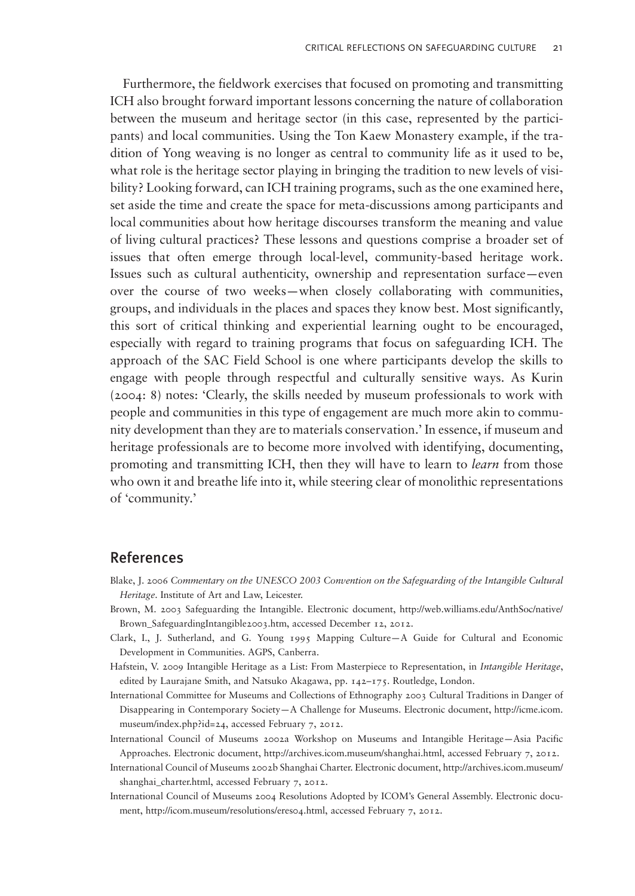Furthermore, the fieldwork exercises that focused on promoting and transmitting ICH also brought forward important lessons concerning the nature of collaboration between the museum and heritage sector (in this case, represented by the participants) and local communities. Using the Ton Kaew Monastery example, if the tradition of Yong weaving is no longer as central to community life as it used to be, what role is the heritage sector playing in bringing the tradition to new levels of visibility? Looking forward, can ICH training programs, such as the one examined here, set aside the time and create the space for meta-discussions among participants and local communities about how heritage discourses transform the meaning and value of living cultural practices? These lessons and questions comprise a broader set of issues that often emerge through local-level, community-based heritage work. Issues such as cultural authenticity, ownership and representation surface—even over the course of two weeks—when closely collaborating with communities, groups, and individuals in the places and spaces they know best. Most significantly, this sort of critical thinking and experiential learning ought to be encouraged, especially with regard to training programs that focus on safeguarding ICH. The approach of the SAC Field School is one where participants develop the skills to engage with people through respectful and culturally sensitive ways. As Kurin (2004: 8) notes: 'Clearly, the skills needed by museum professionals to work with people and communities in this type of engagement are much more akin to community development than they are to materials conservation.' In essence, if museum and heritage professionals are to become more involved with identifying, documenting, promoting and transmitting ICH, then they will have to learn to *learn* from those who own it and breathe life into it, while steering clear of monolithic representations of 'community.'

## References

Blake, J. 2006 *Commentary on the UNESCO 2003 Convention on the Safeguarding of the Intangible Cultural Heritage*. Institute of Art and Law, Leicester.

Brown, M. 2003 Safeguarding the Intangible. Electronic document, http://web.williams.edu/AnthSoc/native/Brown_SafeguardingIntangible2003.htm, accessed December 12, 2012.

Clark, I., J. Sutherland, and G. Young 1995 Mapping Culture—A Guide for Cultural and Economic Development in Communities. AGPS, Canberra.

Hafstein, V. 2009 Intangible Heritage as a List: From Masterpiece to Representation, in *Intangible Heritage*, edited by Laurajane Smith, and Natsuko Akagawa, pp. 142–175. Routledge, London.

International Committee for Museums and Collections of Ethnography 2003 Cultural Traditions in Danger of Disappearing in Contemporary Society—A Challenge for Museums. Electronic document, http://icme.icom.museum/index.php?id=24, accessed February 7, 2012.

International Council of Museums 2002a Workshop on Museums and Intangible Heritage—Asia Pacific Approaches. Electronic document, http://archives.icom.museum/shanghai.html, accessed February 7, 2012.

International Council of Museums 2002b Shanghai Charter. Electronic document, http://archives.icom.museum/shanghai_charter.html, accessed February 7, 2012.

International Council of Museums 2004 Resolutions Adopted by ICOM's General Assembly. Electronic document, http://icom.museum/resolutions/eres04.html, accessed February 7, 2012.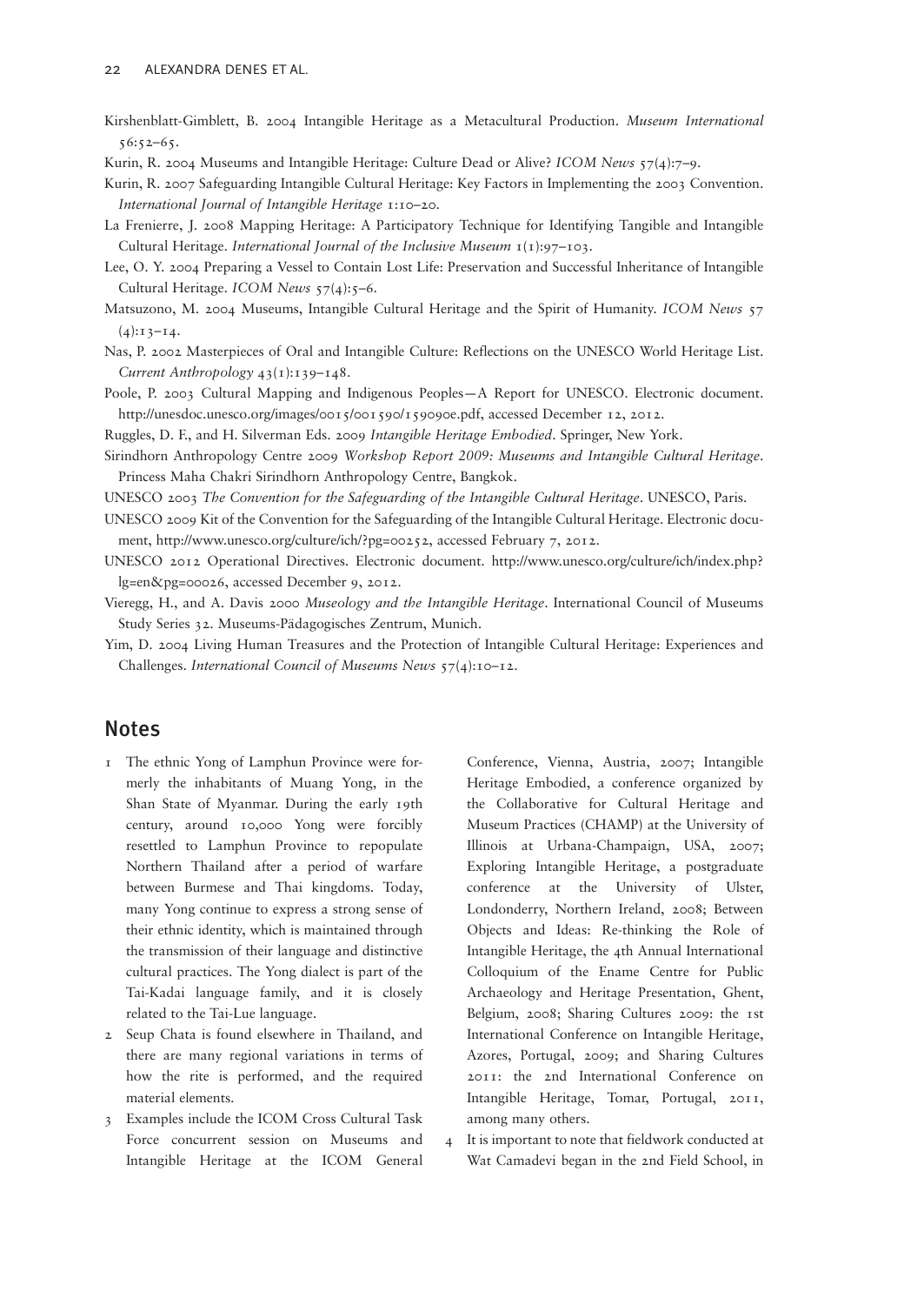Kirshenblatt-Gimblett, B. 2004 Intangible Heritage as a Metacultural Production. *Museum International* 56:52–65.

Kurin, R. 2004 Museums and Intangible Heritage: Culture Dead or Alive? *ICOM News* 57(4):7–9.

Kurin, R. 2007 Safeguarding Intangible Cultural Heritage: Key Factors in Implementing the 2003 Convention. *International Journal of Intangible Heritage* 1:10–20.

La Frenierre, J. 2008 Mapping Heritage: A Participatory Technique for Identifying Tangible and Intangible Cultural Heritage. *International Journal of the Inclusive Museum* 1(1):97–103.

Lee, O. Y. 2004 Preparing a Vessel to Contain Lost Life: Preservation and Successful Inheritance of Intangible Cultural Heritage. *ICOM News* 57(4):5–6.

Matsuzono, M. 2004 Museums, Intangible Cultural Heritage and the Spirit of Humanity. *ICOM News* 57 (4):13–14.

Nas, P. 2002 Masterpieces of Oral and Intangible Culture: Reflections on the UNESCO World Heritage List. *Current Anthropology* 43(1):139–148.

Poole, P. 2003 Cultural Mapping and Indigenous Peoples—A Report for UNESCO. Electronic document. http://unesdoc.unesco.org/images/0015/001590/159090e.pdf, accessed December 12, 2012.

Ruggles, D. F., and H. Silverman Eds. 2009 *Intangible Heritage Embodied*. Springer, New York.

Sirindhorn Anthropology Centre 2009 *Workshop Report 2009: Museums and Intangible Cultural Heritage*. Princess Maha Chakri Sirindhorn Anthropology Centre, Bangkok.

UNESCO 2003 *The Convention for the Safeguarding of the Intangible Cultural Heritage*. UNESCO, Paris.

UNESCO 2009 Kit of the Convention for the Safeguarding of the Intangible Cultural Heritage. Electronic document, http://www.unesco.org/culture/ich/?pg=00252, accessed February 7, 2012.

UNESCO 2012 Operational Directives. Electronic document. http://www.unesco.org/culture/ich/index.php?lg=en&pg=00026, accessed December 9, 2012.

Vieregg, H., and A. Davis 2000 *Museology and the Intangible Heritage*. International Council of Museums Study Series 32. Museums-Pädagogisches Zentrum, Munich.

Yim, D. 2004 Living Human Treasures and the Protection of Intangible Cultural Heritage: Experiences and Challenges. *International Council of Museums News* 57(4):10–12.

## Notes

1. The ethnic Yong of Lamphun Province were formerly the inhabitants of Muang Yong, in the Shan State of Myanmar. During the early 19th century, around 10,000 Yong were forcibly resettled to Lamphun Province to repopulate Northern Thailand after a period of warfare between Burmese and Thai kingdoms. Today, many Yong continue to express a strong sense of their ethnic identity, which is maintained through the transmission of their language and distinctive cultural practices. The Yong dialect is part of the Tai-Kadai language family, and it is closely related to the Tai-Lue language.
2. Seup Chata is found elsewhere in Thailand, and there are many regional variations in terms of how the rite is performed, and the required material elements.
3. Examples include the ICOM Cross Cultural Task Force concurrent session on Museums and Intangible Heritage at the ICOM General Conference, Vienna, Austria, 2007; Intangible Heritage Embodied, a conference organized by the Collaborative for Cultural Heritage and Museum Practices (CHAMP) at the University of Illinois at Urbana-Champaign, USA, 2007; Exploring Intangible Heritage, a postgraduate conference at the University of Ulster, Londonderry, Northern Ireland, 2008; Between Objects and Ideas: Re-thinking the Role of Intangible Heritage, the 4th Annual International Colloquium of the Ename Centre for Public Archaeology and Heritage Presentation, Ghent, Belgium, 2008; Sharing Cultures 2009: the 1st International Conference on Intangible Heritage, Azores, Portugal, 2009; and Sharing Cultures 2011: the 2nd International Conference on Intangible Heritage, Tomar, Portugal, 2011, among many others.
4. It is important to note that fieldwork conducted at Wat Camadevi began in the 2nd Field School, in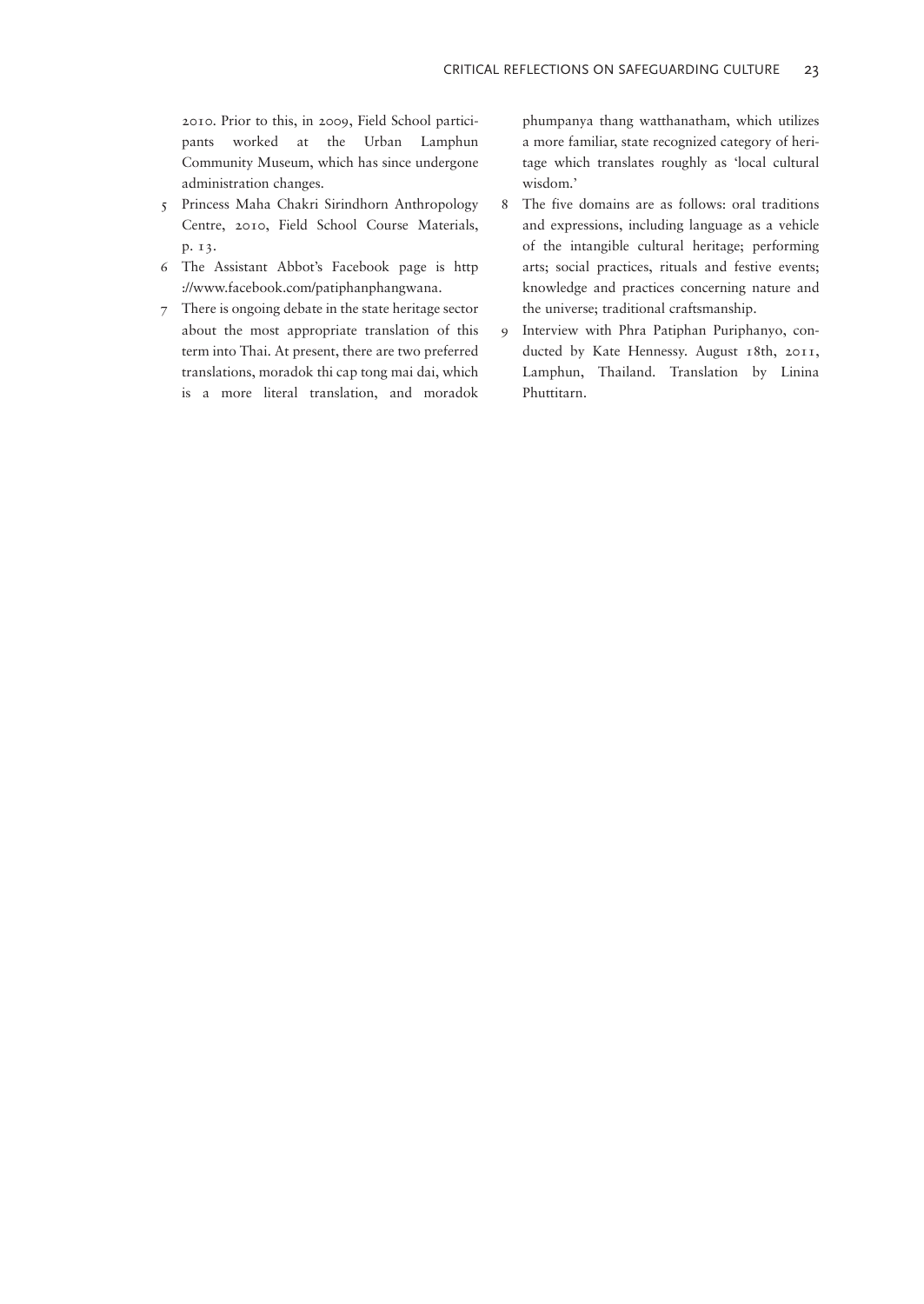2010. Prior to this, in 2009, Field School participants worked at the Urban Lamphun Community Museum, which has since undergone administration changes.

5 Princess Maha Chakri Sirindhorn Anthropology Centre, 2010, Field School Course Materials, p. 13.

6 The Assistant Abbot's Facebook page is http ://www.facebook.com/patiphanphangwana.

7 There is ongoing debate in the state heritage sector about the most appropriate translation of this term into Thai. At present, there are two preferred translations, moradok thi cap tong mai dai, which is a more literal translation, and moradok phumpanya thang watthanatham, which utilizes a more familiar, state recognized category of heritage which translates roughly as 'local cultural wisdom.'

8 The five domains are as follows: oral traditions and expressions, including language as a vehicle of the intangible cultural heritage; performing arts; social practices, rituals and festive events; knowledge and practices concerning nature and the universe; traditional craftsmanship.

9 Interview with Phra Patiphan Puriphanyo, conducted by Kate Hennessy. August 18th, 2011, Lamphun, Thailand. Translation by Linina Phuttitarn.